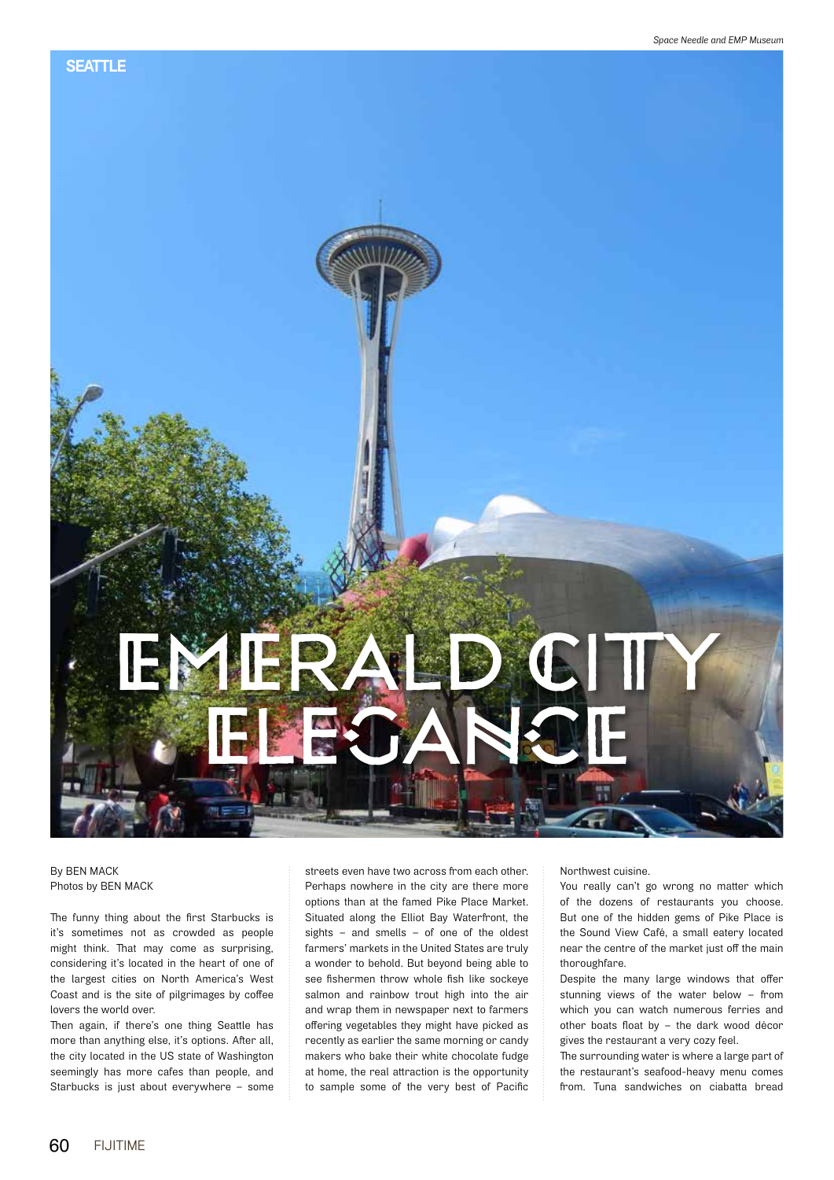Space Needle and EMP Museum

SEATTLE

# EMERALD CITY ELEGANCE

By BEN MACK
Photos by BEN MACK

The funny thing about the first Starbucks is it's sometimes not as crowded as people might think. That may come as surprising, considering it's located in the heart of one of the largest cities on North America's West Coast and is the site of pilgrimages by coffee lovers the world over.

Then again, if there's one thing Seattle has more than anything else, it's options. After all, the city located in the US state of Washington seemingly has more cafes than people, and Starbucks is just about everywhere – some streets even have two across from each other.

Perhaps nowhere in the city are there more options than at the famed Pike Place Market. Situated along the Elliot Bay Waterfront, the sights – and smells – of one of the oldest farmers' markets in the United States are truly a wonder to behold. But beyond being able to see fishermen throw whole fish like sockeye salmon and rainbow trout high into the air and wrap them in newspaper next to farmers offering vegetables they might have picked as recently as earlier the same morning or candy makers who bake their white chocolate fudge at home, the real attraction is the opportunity to sample some of the very best of Pacific Northwest cuisine.

You really can't go wrong no matter which of the dozens of restaurants you choose. But one of the hidden gems of Pike Place is the Sound View Café, a small eatery located near the centre of the market just off the main thoroughfare.

Despite the many large windows that offer stunning views of the water below – from which you can watch numerous ferries and other boats float by – the dark wood décor gives the restaurant a very cozy feel.

The surrounding water is where a large part of the restaurant's seafood-heavy menu comes from. Tuna sandwiches on ciabatta bread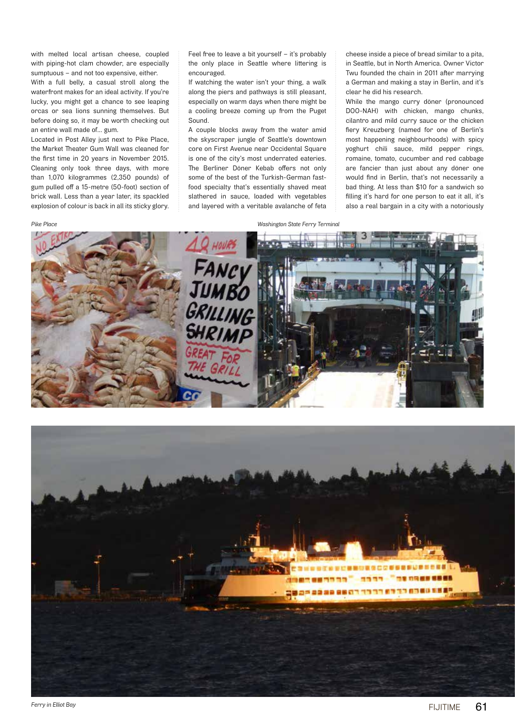with melted local artisan cheese, coupled with piping-hot clam chowder, are especially sumptuous – and not too expensive, either.

With a full belly, a casual stroll along the waterfront makes for an ideal activity. If you're lucky, you might get a chance to see leaping orcas or sea lions sunning themselves. But before doing so, it may be worth checking out an entire wall made of… gum.

Located in Post Alley just next to Pike Place, the Market Theater Gum Wall was cleaned for the first time in 20 years in November 2015. Cleaning only took three days, with more than 1,070 kilogrammes (2,350 pounds) of gum pulled off a 15-metre (50-foot) section of brick wall. Less than a year later, its spackled explosion of colour is back in all its sticky glory. Feel free to leave a bit yourself – it's probably the only place in Seattle where littering is encouraged.

If watching the water isn't your thing, a walk along the piers and pathways is still pleasant, especially on warm days when there might be a cooling breeze coming up from the Puget Sound.

A couple blocks away from the water amid the skyscraper jungle of Seattle's downtown core on First Avenue near Occidental Square is one of the city's most underrated eateries. The Berliner Döner Kebab offers not only some of the best of the Turkish-German fast-food specialty that's essentially shaved meat slathered in sauce, loaded with vegetables and layered with a veritable avalanche of feta cheese inside a piece of bread similar to a pita, in Seattle, but in North America. Owner Victor Twu founded the chain in 2011 after marrying a German and making a stay in Berlin, and it's clear he did his research.

While the mango curry döner (pronounced DOO-NAH) with chicken, mango chunks, cilantro and mild curry sauce or the chicken fiery Kreuzberg (named for one of Berlin's most happening neighbourhoods) with spicy yoghurt chili sauce, mild pepper rings, romaine, tomato, cucumber and red cabbage are fancier than just about any döner one would find in Berlin, that's not necessarily a bad thing. At less than $10 for a sandwich so filling it's hard for one person to eat it all, it's also a real bargain in a city with a notoriously

*Pike Place*

*Washington State Ferry Terminal*

*Ferry in Elliot Bay*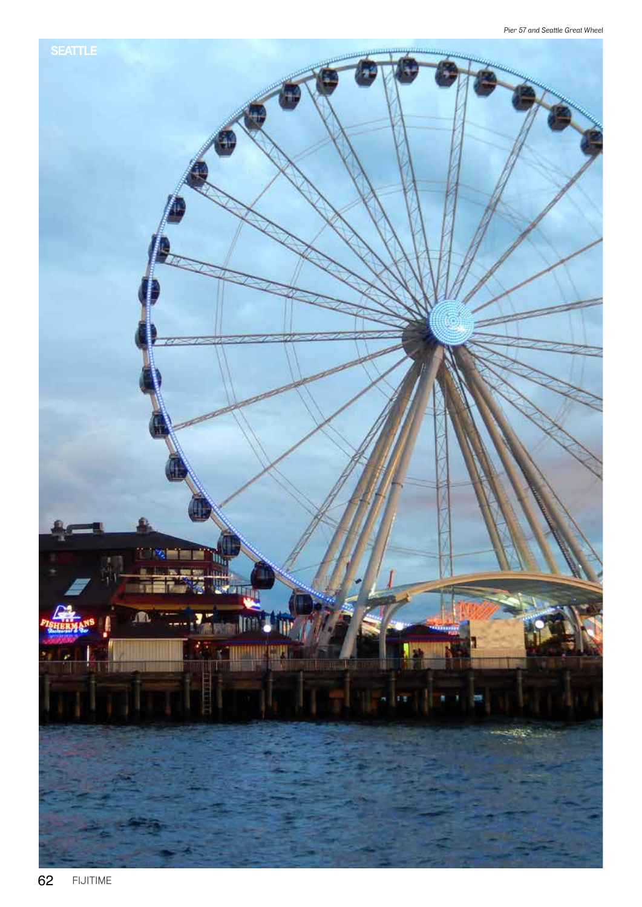*Pier 57 and Seattle Great Wheel*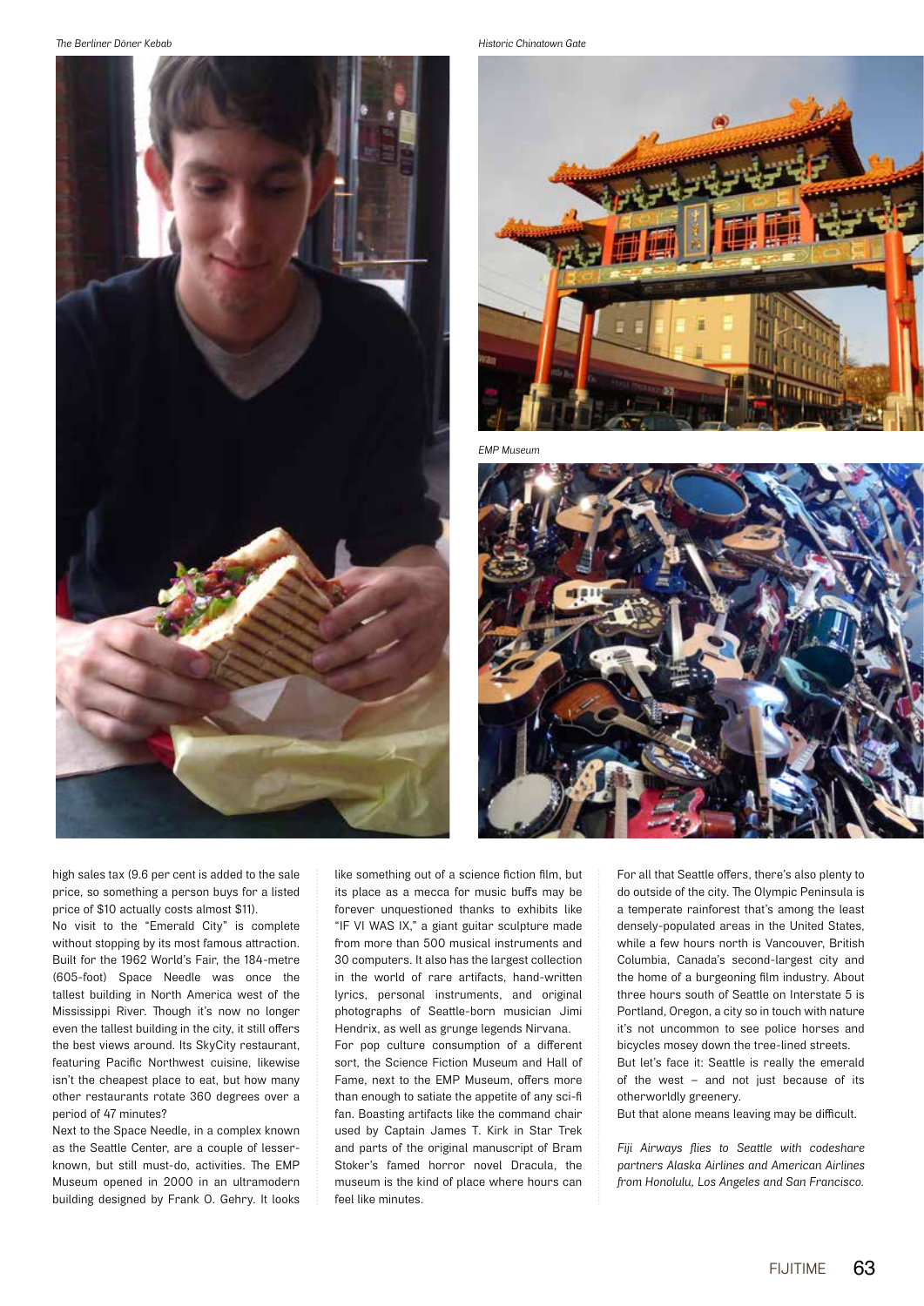*The Berliner Döner Kebab*

*Historic Chinatown Gate*

*EMP Museum*

high sales tax (9.6 per cent is added to the sale price, so something a person buys for a listed price of $10 actually costs almost $11).

No visit to the "Emerald City" is complete without stopping by its most famous attraction. Built for the 1962 World's Fair, the 184-metre (605-foot) Space Needle was once the tallest building in North America west of the Mississippi River. Though it's now no longer even the tallest building in the city, it still offers the best views around. Its SkyCity restaurant, featuring Pacific Northwest cuisine, likewise isn't the cheapest place to eat, but how many other restaurants rotate 360 degrees over a period of 47 minutes?

Next to the Space Needle, in a complex known as the Seattle Center, are a couple of lesser-known, but still must-do, activities. The EMP Museum opened in 2000 in an ultramodern building designed by Frank O. Gehry. It looks like something out of a science fiction film, but its place as a mecca for music buffs may be forever unquestioned thanks to exhibits like "IF VI WAS IX," a giant guitar sculpture made from more than 500 musical instruments and 30 computers. It also has the largest collection in the world of rare artifacts, hand-written lyrics, personal instruments, and original photographs of Seattle-born musician Jimi Hendrix, as well as grunge legends Nirvana.

For pop culture consumption of a different sort, the Science Fiction Museum and Hall of Fame, next to the EMP Museum, offers more than enough to satiate the appetite of any sci-fi fan. Boasting artifacts like the command chair used by Captain James T. Kirk in Star Trek and parts of the original manuscript of Bram Stoker's famed horror novel Dracula, the museum is the kind of place where hours can feel like minutes.

For all that Seattle offers, there's also plenty to do outside of the city. The Olympic Peninsula is a temperate rainforest that's among the least densely-populated areas in the United States, while a few hours north is Vancouver, British Columbia, Canada's second-largest city and the home of a burgeoning film industry. About three hours south of Seattle on Interstate 5 is Portland, Oregon, a city so in touch with nature it's not uncommon to see police horses and bicycles mosey down the tree-lined streets.

But let's face it: Seattle is really the emerald of the west – and not just because of its otherworldly greenery.

But that alone means leaving may be difficult.

*Fiji Airways flies to Seattle with codeshare partners Alaska Airlines and American Airlines from Honolulu, Los Angeles and San Francisco.*